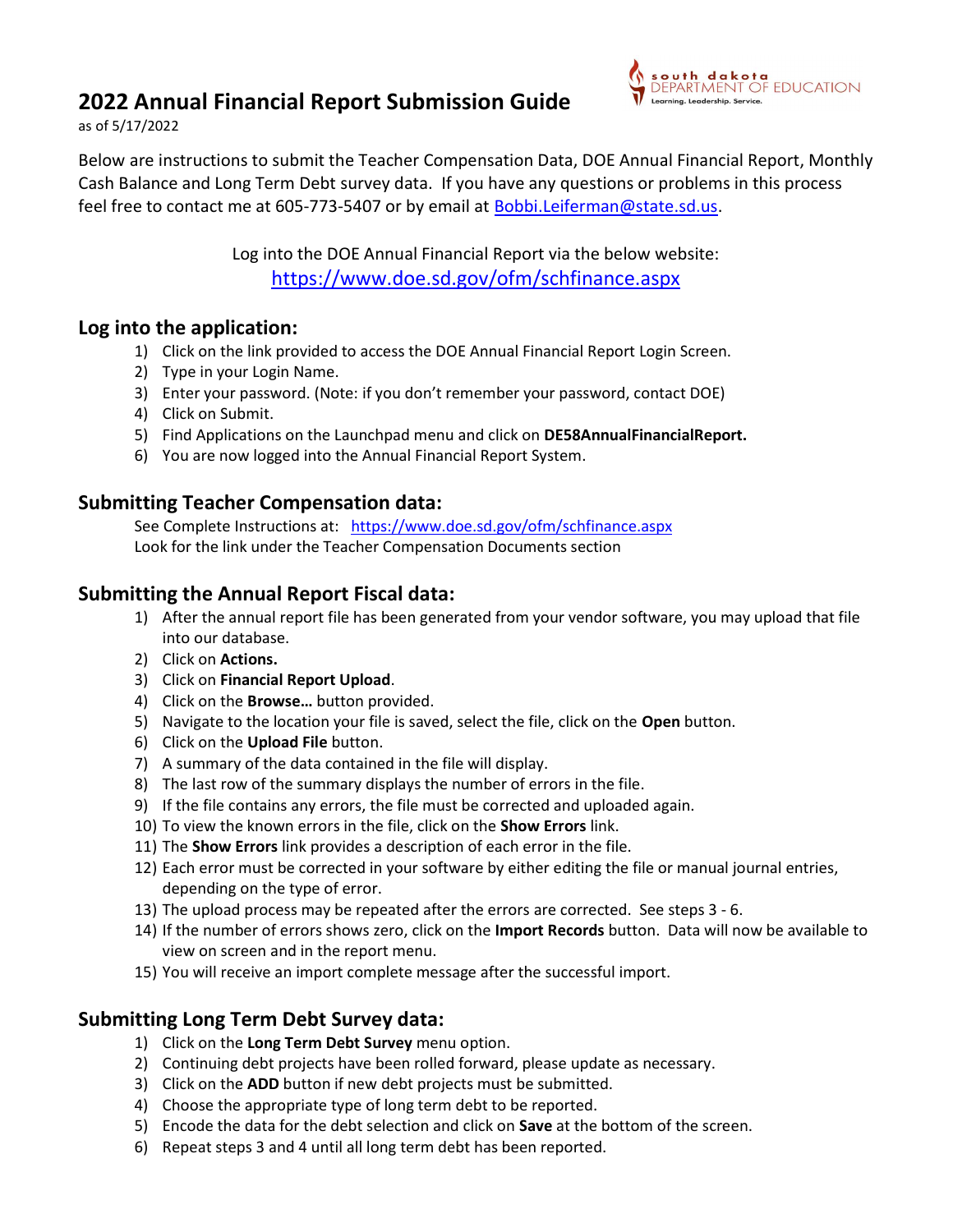# 2022 Annual Financial Report Submission Guide

as of 5/17/2022

Below are instructions to submit the Teacher Compensation Data, DOE Annual Financial Report, Monthly Cash Balance and Long Term Debt survey data. If you have any questions or problems in this process feel free to contact me at 605-773-5407 or by email at Bobbi.Leiferman@state.sd.us.

Log into the DOE Annual Financial Report via the below website:
https://www.doe.sd.gov/ofm/schfinance.aspx

## Log into the application:

1) Click on the link provided to access the DOE Annual Financial Report Login Screen.
2) Type in your Login Name.
3) Enter your password. (Note: if you don't remember your password, contact DOE)
4) Click on Submit.
5) Find Applications on the Launchpad menu and click on **DE58AnnualFinancialReport.**
6) You are now logged into the Annual Financial Report System.

## Submitting Teacher Compensation data:

See Complete Instructions at: https://www.doe.sd.gov/ofm/schfinance.aspx
Look for the link under the Teacher Compensation Documents section

## Submitting the Annual Report Fiscal data:

1) After the annual report file has been generated from your vendor software, you may upload that file into our database.
2) Click on **Actions.**
3) Click on **Financial Report Upload**.
4) Click on the **Browse…** button provided.
5) Navigate to the location your file is saved, select the file, click on the **Open** button.
6) Click on the **Upload File** button.
7) A summary of the data contained in the file will display.
8) The last row of the summary displays the number of errors in the file.
9) If the file contains any errors, the file must be corrected and uploaded again.
10) To view the known errors in the file, click on the **Show Errors** link.
11) The **Show Errors** link provides a description of each error in the file.
12) Each error must be corrected in your software by either editing the file or manual journal entries, depending on the type of error.
13) The upload process may be repeated after the errors are corrected. See steps 3 - 6.
14) If the number of errors shows zero, click on the **Import Records** button. Data will now be available to view on screen and in the report menu.
15) You will receive an import complete message after the successful import.

## Submitting Long Term Debt Survey data:

1) Click on the **Long Term Debt Survey** menu option.
2) Continuing debt projects have been rolled forward, please update as necessary.
3) Click on the **ADD** button if new debt projects must be submitted.
4) Choose the appropriate type of long term debt to be reported.
5) Encode the data for the debt selection and click on **Save** at the bottom of the screen.
6) Repeat steps 3 and 4 until all long term debt has been reported.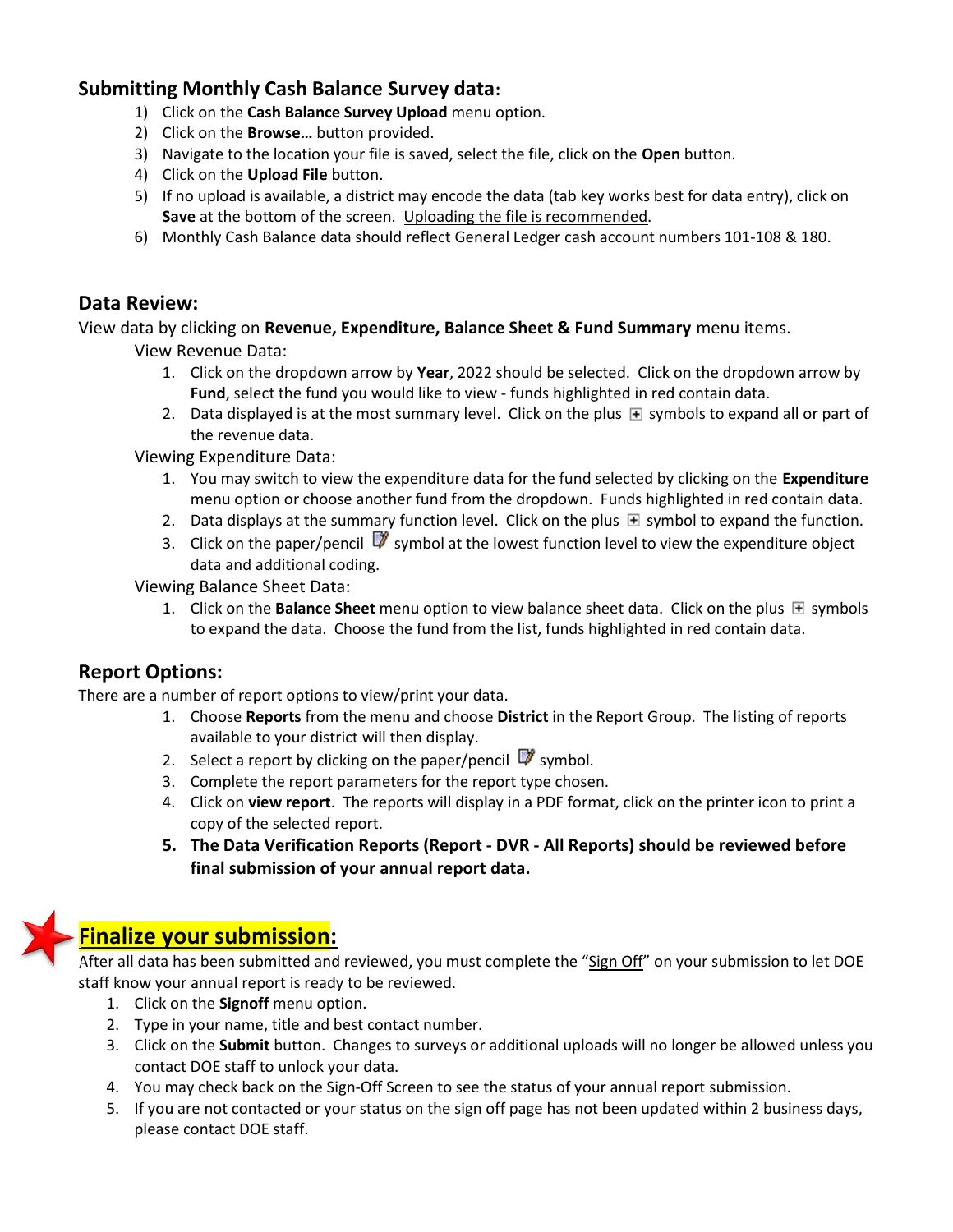## Submitting Monthly Cash Balance Survey data:

1) Click on the **Cash Balance Survey Upload** menu option.
2) Click on the **Browse…** button provided.
3) Navigate to the location your file is saved, select the file, click on the **Open** button.
4) Click on the **Upload File** button.
5) If no upload is available, a district may encode the data (tab key works best for data entry), click on **Save** at the bottom of the screen. Uploading the file is recommended.
6) Monthly Cash Balance data should reflect General Ledger cash account numbers 101-108 & 180.

## Data Review:

View data by clicking on **Revenue, Expenditure, Balance Sheet & Fund Summary** menu items.

View Revenue Data:

1. Click on the dropdown arrow by **Year**, 2022 should be selected. Click on the dropdown arrow by **Fund**, select the fund you would like to view - funds highlighted in red contain data.
2. Data displayed is at the most summary level. Click on the plus ⊞ symbols to expand all or part of the revenue data.

Viewing Expenditure Data:

1. You may switch to view the expenditure data for the fund selected by clicking on the **Expenditure** menu option or choose another fund from the dropdown. Funds highlighted in red contain data.
2. Data displays at the summary function level. Click on the plus ⊞ symbol to expand the function.
3. Click on the paper/pencil symbol at the lowest function level to view the expenditure object data and additional coding.

Viewing Balance Sheet Data:

1. Click on the **Balance Sheet** menu option to view balance sheet data. Click on the plus ⊞ symbols to expand the data. Choose the fund from the list, funds highlighted in red contain data.

## Report Options:

There are a number of report options to view/print your data.

1. Choose **Reports** from the menu and choose **District** in the Report Group. The listing of reports available to your district will then display.
2. Select a report by clicking on the paper/pencil symbol.
3. Complete the report parameters for the report type chosen.
4. Click on **view report**. The reports will display in a PDF format, click on the printer icon to print a copy of the selected report.
5. **The Data Verification Reports (Report - DVR - All Reports) should be reviewed before final submission of your annual report data.**

## Finalize your submission:

After all data has been submitted and reviewed, you must complete the "Sign Off" on your submission to let DOE staff know your annual report is ready to be reviewed.

1. Click on the **Signoff** menu option.
2. Type in your name, title and best contact number.
3. Click on the **Submit** button. Changes to surveys or additional uploads will no longer be allowed unless you contact DOE staff to unlock your data.
4. You may check back on the Sign-Off Screen to see the status of your annual report submission.
5. If you are not contacted or your status on the sign off page has not been updated within 2 business days, please contact DOE staff.